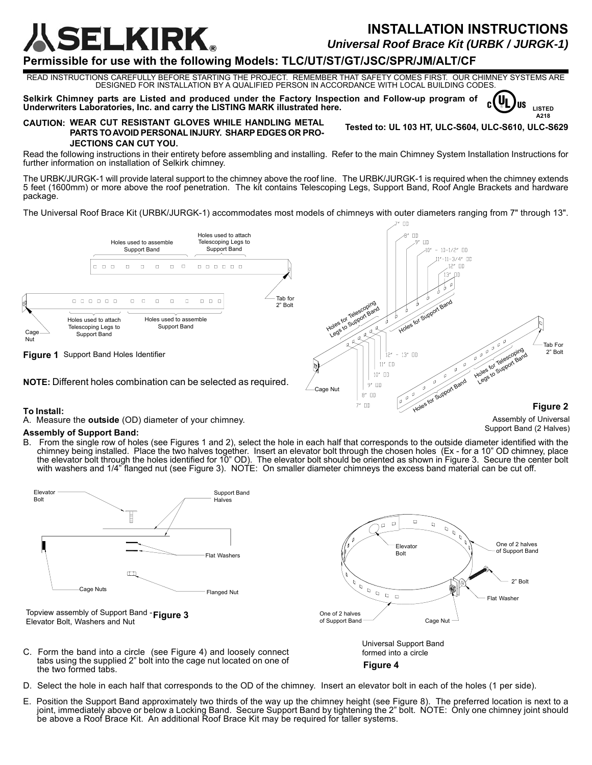# SELKIRK

## INSTALLATION INSTRUCTIONS

*Universal Roof Brace Kit (URBK / JURGK-1)*

## Permissible for use with the following Models: TLC/UT/ST/GT/JSC/SPR/JM/ALT/CF

READ INSTRUCTIONS CAREFULLY BEFORE STARTING THE PROJECT. REMEMBER THAT SAFETY COMES FIRST. OUR CHIMNEY SYSTEMS ARE DESIGNED FOR INSTALLATION BY A QUALIFIED PERSON IN ACCORDANCE WITH LOCAL BUILDING CODES.

**Selkirk Chimney parts are Listed and produced under the Factory Inspection and Follow-up program of Underwriters Laboratories, Inc. and carry the LISTING MARK illustrated here.**

LISTED A218

**CAUTION: WEAR CUT RESISTANT GLOVES WHILE HANDLING METAL PARTS TO AVOID PERSONAL INJURY. SHARP EDGES OR PROJECTIONS CAN CUT YOU.**

**Tested to: UL 103 HT, ULC-S604, ULC-S610, ULC-S629**

Read the following instructions in their entirety before assembling and installing. Refer to the main Chimney System Installation Instructions for further information on installation of Selkirk chimney.

The URBK/JURGK-1 will provide lateral support to the chimney above the roof line. The URBK/JURGK-1 is required when the chimney extends 5 feet (1600mm) or more above the roof penetration. The kit contains Telescoping Legs, Support Band, Roof Angle Brackets and hardware package.

The Universal Roof Brace Kit (URBK/JURGK-1) accommodates most models of chimneys with outer diameters ranging from 7" through 13".

Holes used to assemble Support Band | Holes used to attach Telescoping Legs to Support Band | Tab for 2" Bolt | Cage Nut | Holes used to attach Telescoping Legs to Support Band | Holes used to assemble Support Band

**Figure 1** Support Band Holes Identifier

**NOTE:** Different holes combination can be selected as required.

7" OD | 8" OD | 9" OD | 10" - 10-1/2" OD | 11"-11-3/4" OD | 12" OD | 13" OD | Holes for Telescoping Legs to Support Band | Holes for Support Band | Tab For 2" Bolt | 12" - 13" OD | 11" OD | 10" OD | 9" OD | 8" OD | 7" OD | Cage Nut

**Figure 2** Assembly of Universal Support Band (2 Halves)

**To Install:**

A. Measure the **outside** (OD) diameter of your chimney.

**Assembly of Support Band:**

B. From the single row of holes (see Figures 1 and 2), select the hole in each half that corresponds to the outside diameter identified with the chimney being installed. Place the two halves together. Insert an elevator bolt through the chosen holes (Ex - for a 10" OD chimney, place the elevator bolt through the holes identified for 10" OD). The elevator bolt should be oriented as shown in Figure 3. Secure the center bolt with washers and 1/4" flanged nut (see Figure 3). NOTE: On smaller diameter chimneys the excess band material can be cut off.

Elevator Bolt | Support Band Halves | Flat Washers | Cage Nuts | Flanged Nut

Topview assembly of Support Band - Elevator Bolt, Washers and Nut **Figure 3**

Elevator Bolt | One of 2 halves of Support Band | 2" Bolt | Flat Washer | Cage Nut | One of 2 halves of Support Band

Universal Support Band formed into a circle

**Figure 4**

C. Form the band into a circle (see Figure 4) and loosely connect tabs using the supplied 2" bolt into the cage nut located on one of the two formed tabs.

D. Select the hole in each half that corresponds to the OD of the chimney. Insert an elevator bolt in each of the holes (1 per side).

E. Position the Support Band approximately two thirds of the way up the chimney height (see Figure 8). The preferred location is next to a joint, immediately above or below a Locking Band. Secure Support Band by tightening the 2" bolt. NOTE: Only one chimney joint should be above a Roof Brace Kit. An additional Roof Brace Kit may be required for taller systems.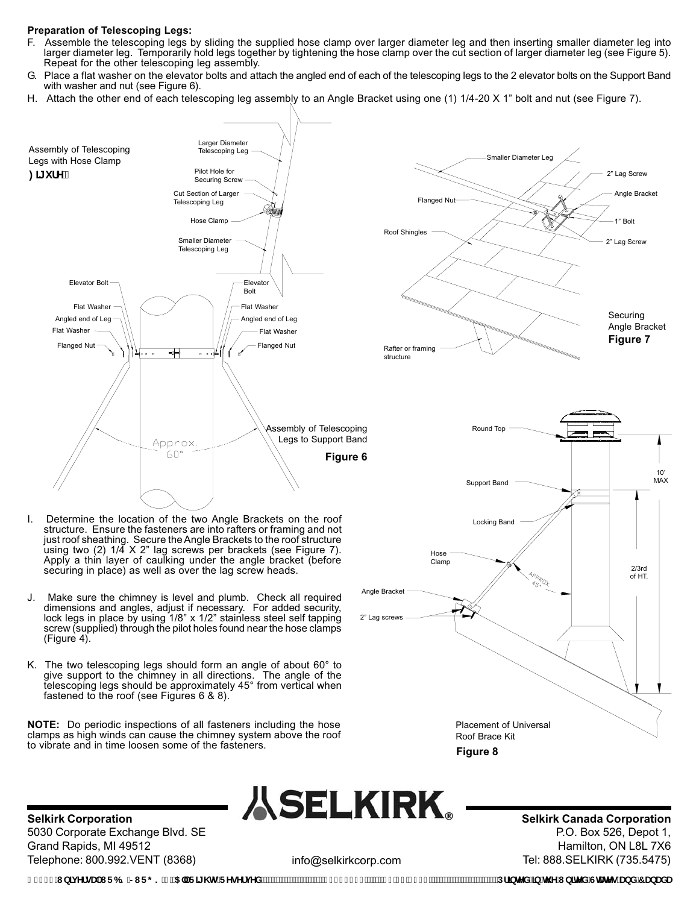**Preparation of Telescoping Legs:**

F. Assemble the telescoping legs by sliding the supplied hose clamp over larger diameter leg and then inserting smaller diameter leg into larger diameter leg. Temporarily hold legs together by tightening the hose clamp over the cut section of larger diameter leg (see Figure 5). Repeat for the other telescoping leg assembly.

G. Place a flat washer on the elevator bolts and attach the angled end of each of the telescoping legs to the 2 elevator bolts on the Support Band with washer and nut (see Figure 6).

H. Attach the other end of each telescoping leg assembly to an Angle Bracket using one (1) 1/4-20 X 1" bolt and nut (see Figure 7).

Assembly of Telescoping Legs with Hose Clamp

Figure 5

Larger Diameter Telescoping Leg
Pilot Hole for Securing Screw
Cut Section of Larger Telescoping Leg
Hose Clamp
Smaller Diameter Telescoping Leg

Elevator Bolt
Flat Washer
Angled end of Leg
Flat Washer
Flanged Nut
Approx. 60°

Assembly of Telescoping Legs to Support Band

**Figure 6**

Smaller Diameter Leg
2" Lag Screw
Angle Bracket
Flanged Nut
1" Bolt
Roof Shingles
2" Lag Screw
Rafter or framing structure

Securing Angle Bracket

**Figure 7**

I. Determine the location of the two Angle Brackets on the roof structure. Ensure the fasteners are into rafters or framing and not just roof sheathing. Secure the Angle Brackets to the roof structure using two (2) 1/4 X 2" lag screws per brackets (see Figure 7). Apply a thin layer of caulking under the angle bracket (before securing in place) as well as over the lag screw heads.

J. Make sure the chimney is level and plumb. Check all required dimensions and angles, adjust if necessary. For added security, lock legs in place by using 1/8" x 1/2" stainless steel self tapping screw (supplied) through the pilot holes found near the hose clamps (Figure 4).

K. The two telescoping legs should form an angle of about 60° to give support to the chimney in all directions. The angle of the telescoping legs should be approximately 45° from vertical when fastened to the roof (see Figures 6 & 8).

**NOTE:** Do periodic inspections of all fasteners including the hose clamps as high winds can cause the chimney system above the roof to vibrate and in time loosen some of the fasteners.

Round Top
Support Band
Locking Band
Hose Clamp
Angle Bracket
2" Lag screws
APPROX. 45°
10' MAX
2/3rd of HT.

Placement of Universal Roof Brace Kit

**Figure 8**

**Selkirk Corporation**
5030 Corporate Exchange Blvd. SE
Grand Rapids, MI 49512
Telephone: 800.992.VENT (8368)

info@selkirkcorp.com

**Selkirk Canada Corporation**
P.O. Box 526, Depot 1,
Hamilton, ON L8L 7X6
Tel: 888.SELKIRK (735.5475)